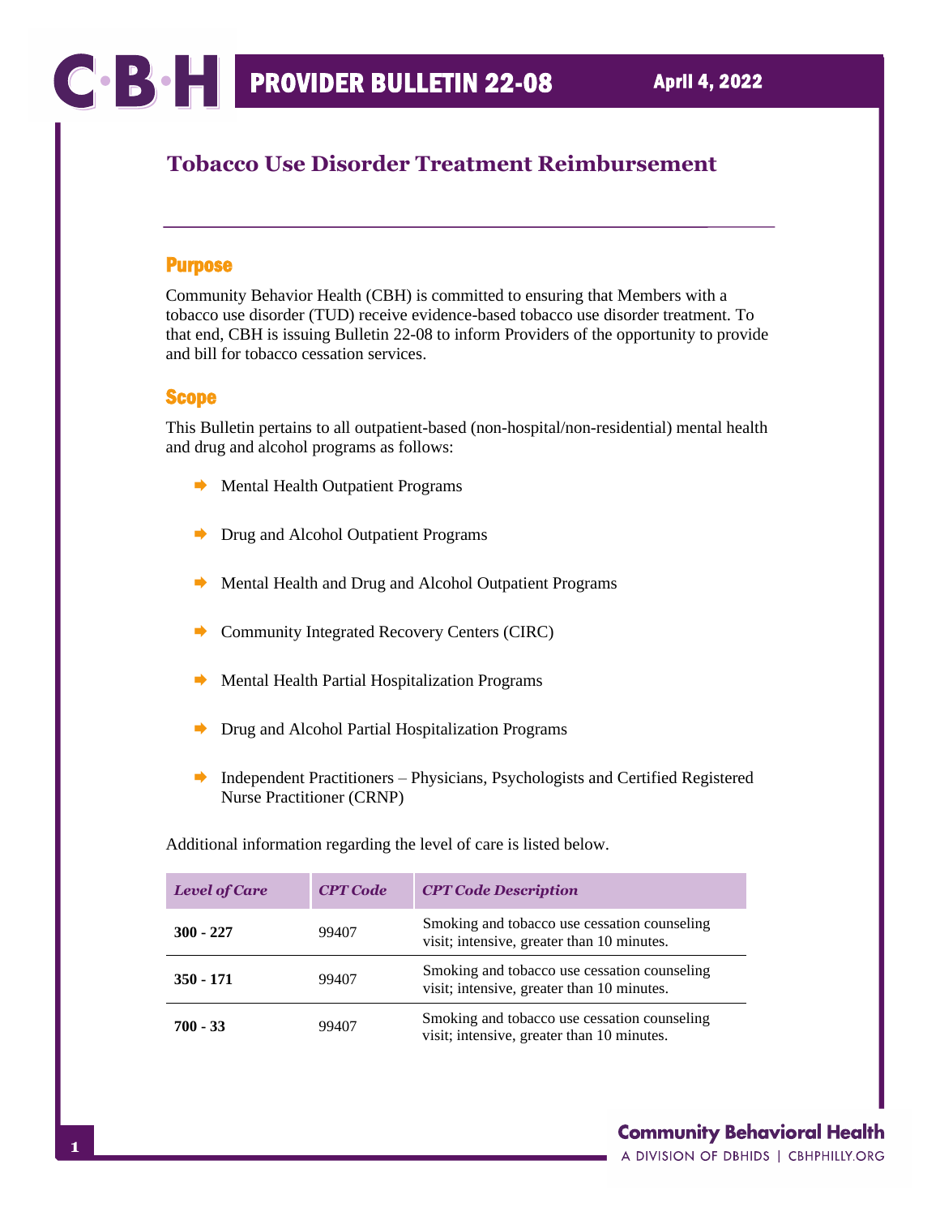# PROVIDER BULLETIN 22-08

April 4, 2022

## Tobacco Use Disorder Treatment Reimbursement

### Purpose

Community Behavior Health (CBH) is committed to ensuring that Members with a tobacco use disorder (TUD) receive evidence-based tobacco use disorder treatment. To that end, CBH is issuing Bulletin 22-08 to inform Providers of the opportunity to provide and bill for tobacco cessation services.

### Scope

This Bulletin pertains to all outpatient-based (non-hospital/non-residential) mental health and drug and alcohol programs as follows:

- Mental Health Outpatient Programs
- Drug and Alcohol Outpatient Programs
- Mental Health and Drug and Alcohol Outpatient Programs
- Community Integrated Recovery Centers (CIRC)
- Mental Health Partial Hospitalization Programs
- Drug and Alcohol Partial Hospitalization Programs
- Independent Practitioners – Physicians, Psychologists and Certified Registered Nurse Practitioner (CRNP)

Additional information regarding the level of care is listed below.

| *Level of Care* | *CPT Code* | *CPT Code Description* |
|---|---|---|
| **300 - 227** | 99407 | Smoking and tobacco use cessation counseling visit; intensive, greater than 10 minutes. |
| **350 - 171** | 99407 | Smoking and tobacco use cessation counseling visit; intensive, greater than 10 minutes. |
| **700 - 33** | 99407 | Smoking and tobacco use cessation counseling visit; intensive, greater than 10 minutes. |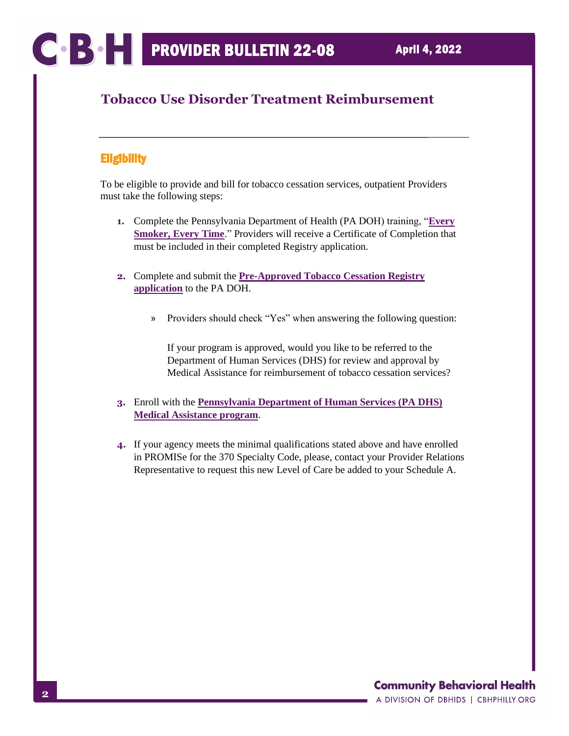## Tobacco Use Disorder Treatment Reimbursement

### Eligibility

To be eligible to provide and bill for tobacco cessation services, outpatient Providers must take the following steps:

1. Complete the Pennsylvania Department of Health (PA DOH) training, "**Every Smoker, Every Time**." Providers will receive a Certificate of Completion that must be included in their completed Registry application.

2. Complete and submit the **Pre-Approved Tobacco Cessation Registry application** to the PA DOH.

   » Providers should check "Yes" when answering the following question:

   If your program is approved, would you like to be referred to the Department of Human Services (DHS) for review and approval by Medical Assistance for reimbursement of tobacco cessation services?

3. Enroll with the **Pennsylvania Department of Human Services (PA DHS) Medical Assistance program**.

4. If your agency meets the minimal qualifications stated above and have enrolled in PROMISe for the 370 Specialty Code, please, contact your Provider Relations Representative to request this new Level of Care be added to your Schedule A.